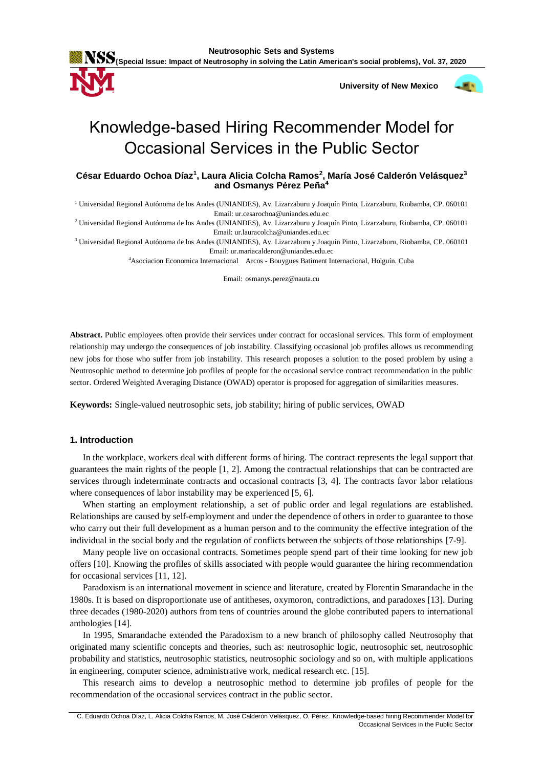# Knowledge-based Hiring Recommender Model for Occasional Services in the Public Sector

**César Eduardo Ochoa Díaz[1], Laura Alicia Colcha Ramos[2], María José Calderón Velásquez[3] and Osmanys Pérez Peña[4]**

[1] Universidad Regional Autónoma de los Andes (UNIANDES), Av. Lizarazburu y Joaquín Pinto, Lizarazburu, Riobamba, CP. 060101 Email: ur.cesarochoa@uniandes.edu.ec

[2] Universidad Regional Autónoma de los Andes (UNIANDES), Av. Lizarazburu y Joaquín Pinto, Lizarazburu, Riobamba, CP. 060101 Email: ur.lauracolcha@uniandes.edu.ec

[3] Universidad Regional Autónoma de los Andes (UNIANDES), Av. Lizarazburu y Joaquín Pinto, Lizarazburu, Riobamba, CP. 060101 Email: ur.mariacalderon@uniandes.edu.ec

[4] Asociacion Economica Internacional Arcos - Bouygues Batiment Internacional, Holguín. Cuba

Email: osmanys.perez@nauta.cu

**Abstract.** Public employees often provide their services under contract for occasional services. This form of employment relationship may undergo the consequences of job instability. Classifying occasional job profiles allows us recommending new jobs for those who suffer from job instability. This research proposes a solution to the posed problem by using a Neutrosophic method to determine job profiles of people for the occasional service contract recommendation in the public sector. Ordered Weighted Averaging Distance (OWAD) operator is proposed for aggregation of similarities measures.

**Keywords:** Single-valued neutrosophic sets, job stability; hiring of public services, OWAD

## 1. Introduction

In the workplace, workers deal with different forms of hiring. The contract represents the legal support that guarantees the main rights of the people [1, 2]. Among the contractual relationships that can be contracted are services through indeterminate contracts and occasional contracts [3, 4]. The contracts favor labor relations where consequences of labor instability may be experienced [5, 6].

When starting an employment relationship, a set of public order and legal regulations are established. Relationships are caused by self-employment and under the dependence of others in order to guarantee to those who carry out their full development as a human person and to the community the effective integration of the individual in the social body and the regulation of conflicts between the subjects of those relationships [7-9].

Many people live on occasional contracts. Sometimes people spend part of their time looking for new job offers [10]. Knowing the profiles of skills associated with people would guarantee the hiring recommendation for occasional services [11, 12].

Paradoxism is an international movement in science and literature, created by Florentin Smarandache in the 1980s. It is based on disproportionate use of antitheses, oxymoron, contradictions, and paradoxes [13]. During three decades (1980-2020) authors from tens of countries around the globe contributed papers to international anthologies [14].

In 1995, Smarandache extended the Paradoxism to a new branch of philosophy called Neutrosophy that originated many scientific concepts and theories, such as: neutrosophic logic, neutrosophic set, neutrosophic probability and statistics, neutrosophic statistics, neutrosophic sociology and so on, with multiple applications in engineering, computer science, administrative work, medical research etc. [15].

This research aims to develop a neutrosophic method to determine job profiles of people for the recommendation of the occasional services contract in the public sector.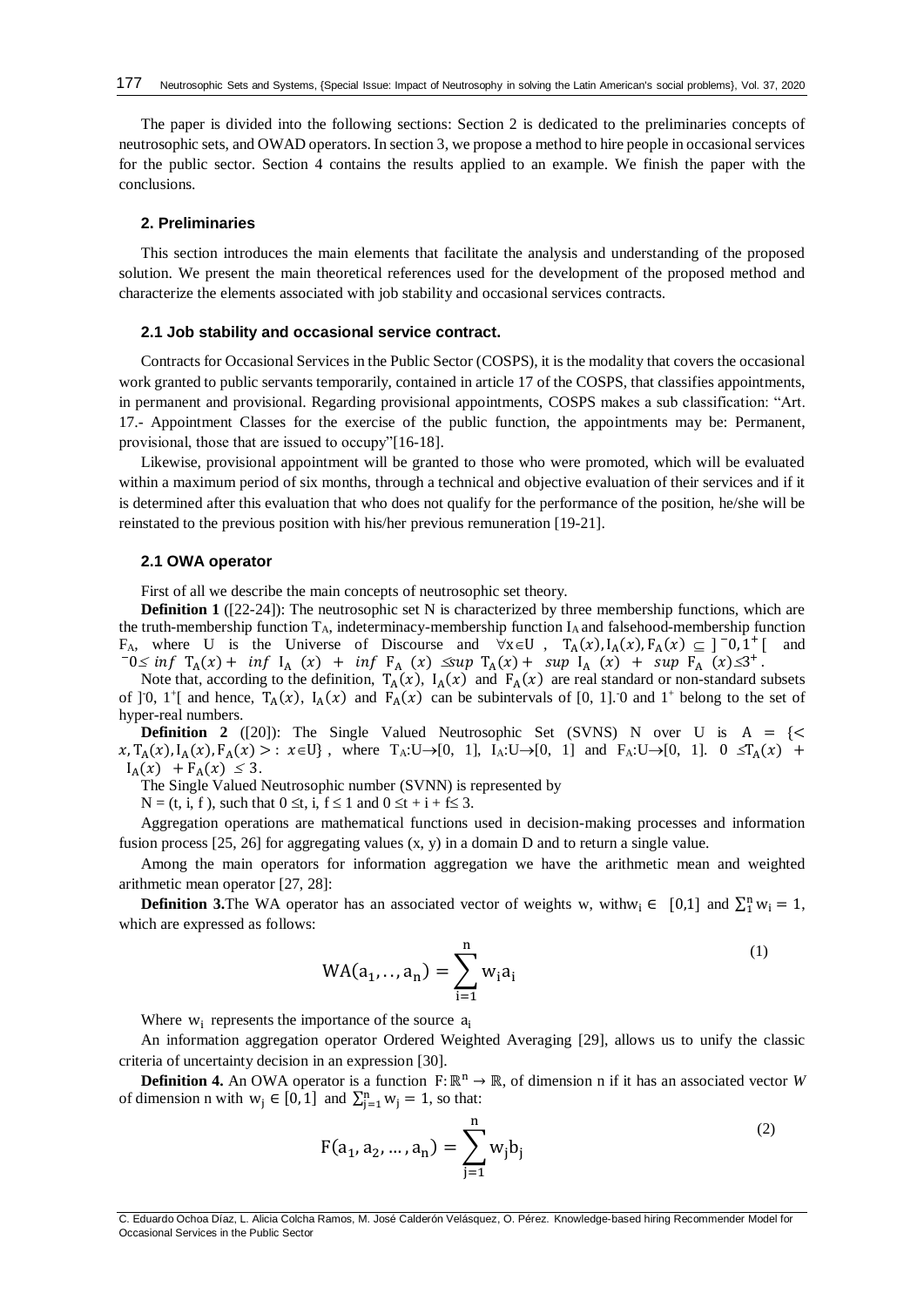The paper is divided into the following sections: Section 2 is dedicated to the preliminaries concepts of neutrosophic sets, and OWAD operators. In section 3, we propose a method to hire people in occasional services for the public sector. Section 4 contains the results applied to an example. We finish the paper with the conclusions.

## 2. Preliminaries

This section introduces the main elements that facilitate the analysis and understanding of the proposed solution. We present the main theoretical references used for the development of the proposed method and characterize the elements associated with job stability and occasional services contracts.

### 2.1 Job stability and occasional service contract.

Contracts for Occasional Services in the Public Sector (COSPS), it is the modality that covers the occasional work granted to public servants temporarily, contained in article 17 of the COSPS, that classifies appointments, in permanent and provisional. Regarding provisional appointments, COSPS makes a sub classification: "Art. 17.- Appointment Classes for the exercise of the public function, the appointments may be: Permanent, provisional, those that are issued to occupy"[16-18].

Likewise, provisional appointment will be granted to those who were promoted, which will be evaluated within a maximum period of six months, through a technical and objective evaluation of their services and if it is determined after this evaluation that who does not qualify for the performance of the position, he/she will be reinstated to the previous position with his/her previous remuneration [19-21].

### 2.1 OWA operator

First of all we describe the main concepts of neutrosophic set theory.

**Definition 1** ([22-24]): The neutrosophic set N is characterized by three membership functions, which are the truth-membership function $T_A$, indeterminacy-membership function $I_A$ and falsehood-membership function $F_A$, where U is the Universe of Discourse and $\forall x \in U$, $T_A(x), I_A(x), F_A(x) \subseteq ]^-0, 1^+[$ and $^-0 \leq \inf T_A(x) + \inf I_A(x) + \inf F_A(x) \leq \sup T_A(x) + \sup I_A(x) + \sup F_A(x) \leq 3^+$.

Note that, according to the definition, $T_A(x)$, $I_A(x)$ and $F_A(x)$ are real standard or non-standard subsets of $]^-0, 1^+[$ and hence, $T_A(x)$, $I_A(x)$ and $F_A(x)$ can be subintervals of [0, 1]. $^-0$ and $1^+$ belong to the set of hyper-real numbers.

**Definition 2** ([20]): The Single Valued Neutrosophic Set (SVNS) N over U is $A = \{< x, T_A(x), I_A(x), F_A(x) >: x \in U\}$, where $T_A: U \rightarrow [0, 1]$, $I_A: U \rightarrow [0, 1]$ and $F_A: U \rightarrow [0, 1]$. $0 \leq T_A(x) + I_A(x) + F_A(x) \leq 3$.

The Single Valued Neutrosophic number (SVNN) is represented by

$N = (t, i, f)$, such that $0 \leq t, i, f \leq 1$ and $0 \leq t + i + f \leq 3$.

Aggregation operations are mathematical functions used in decision-making processes and information fusion process [25, 26] for aggregating values (x, y) in a domain D and to return a single value.

Among the main operators for information aggregation we have the arithmetic mean and weighted arithmetic mean operator [27, 28]:

**Definition 3.** The WA operator has an associated vector of weights w, with $w_i \in [0,1]$ and $\sum_1^n w_i = 1$, which are expressed as follows:

$$\mathrm{WA}(a_1, \ldots, a_n) = \sum_{i=1}^{n} w_i a_i \tag{1}$$

Where $w_i$ represents the importance of the source $a_i$

An information aggregation operator Ordered Weighted Averaging [29], allows us to unify the classic criteria of uncertainty decision in an expression [30].

**Definition 4.** An OWA operator is a function $F: \mathbb{R}^n \rightarrow \mathbb{R}$, of dimension n if it has an associated vector *W* of dimension n with $w_j \in [0, 1]$ and $\sum_{j=1}^{n} w_j = 1$, so that:

$$F(a_1, a_2, \ldots, a_n) = \sum_{j=1}^{n} w_j b_j \tag{2}$$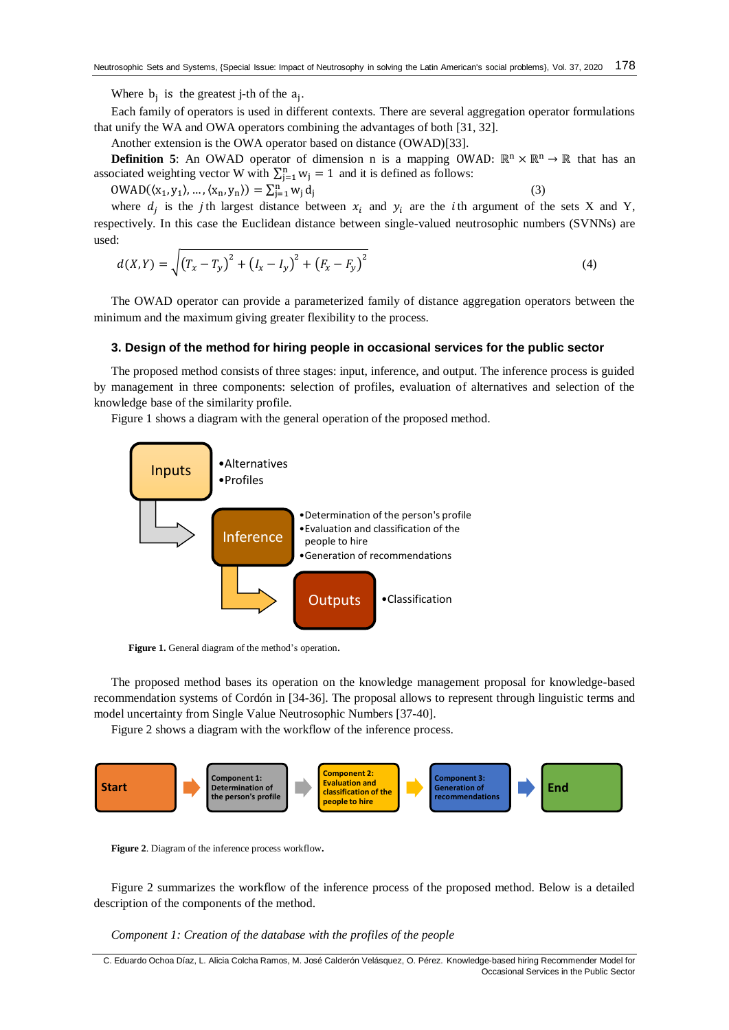Where $b_j$ is the greatest j-th of the $a_j$.

Each family of operators is used in different contexts. There are several aggregation operator formulations that unify the WA and OWA operators combining the advantages of both [31, 32].

Another extension is the OWA operator based on distance (OWAD)[33].

**Definition 5**: An OWAD operator of dimension n is a mapping OWAD: $\mathbb{R}^n \times \mathbb{R}^n \rightarrow \mathbb{R}$ that has an associated weighting vector W with $\sum_{j=1}^{n} w_j = 1$ and it is defined as follows:

$$\mathrm{OWAD}(\langle x_1, y_1\rangle, \dots, \langle x_n, y_n\rangle) = \sum_{j=1}^{n} w_j d_j \tag{3}$$

where $d_j$ is the $j$th largest distance between $x_i$ and $y_i$ are the $i$th argument of the sets X and Y, respectively. In this case the Euclidean distance between single-valued neutrosophic numbers (SVNNs) are used:

$$d(X,Y) = \sqrt{(T_x - T_y)^2 + (I_x - I_y)^2 + (F_x - F_y)^2} \tag{4}$$

The OWAD operator can provide a parameterized family of distance aggregation operators between the minimum and the maximum giving greater flexibility to the process.

## 3. Design of the method for hiring people in occasional services for the public sector

The proposed method consists of three stages: input, inference, and output. The inference process is guided by management in three components: selection of profiles, evaluation of alternatives and selection of the knowledge base of the similarity profile.

Figure 1 shows a diagram with the general operation of the proposed method.

Inputs
- Alternatives
- Profiles

Inference
- Determination of the person's profile
- Evaluation and classification of the people to hire
- Generation of recommendations

Outputs
- Classification

**Figure 1.** General diagram of the method's operation.

The proposed method bases its operation on the knowledge management proposal for knowledge-based recommendation systems of Cordón in [34-36]. The proposal allows to represent through linguistic terms and model uncertainty from Single Value Neutrosophic Numbers [37-40].

Figure 2 shows a diagram with the workflow of the inference process.

Start → Component 1: Determination of the person's profile → Component 2: Evaluation and classification of the people to hire → Component 3: Generation of recommendations → End

**Figure 2**. Diagram of the inference process workflow.

Figure 2 summarizes the workflow of the inference process of the proposed method. Below is a detailed description of the components of the method.

*Component 1: Creation of the database with the profiles of the people*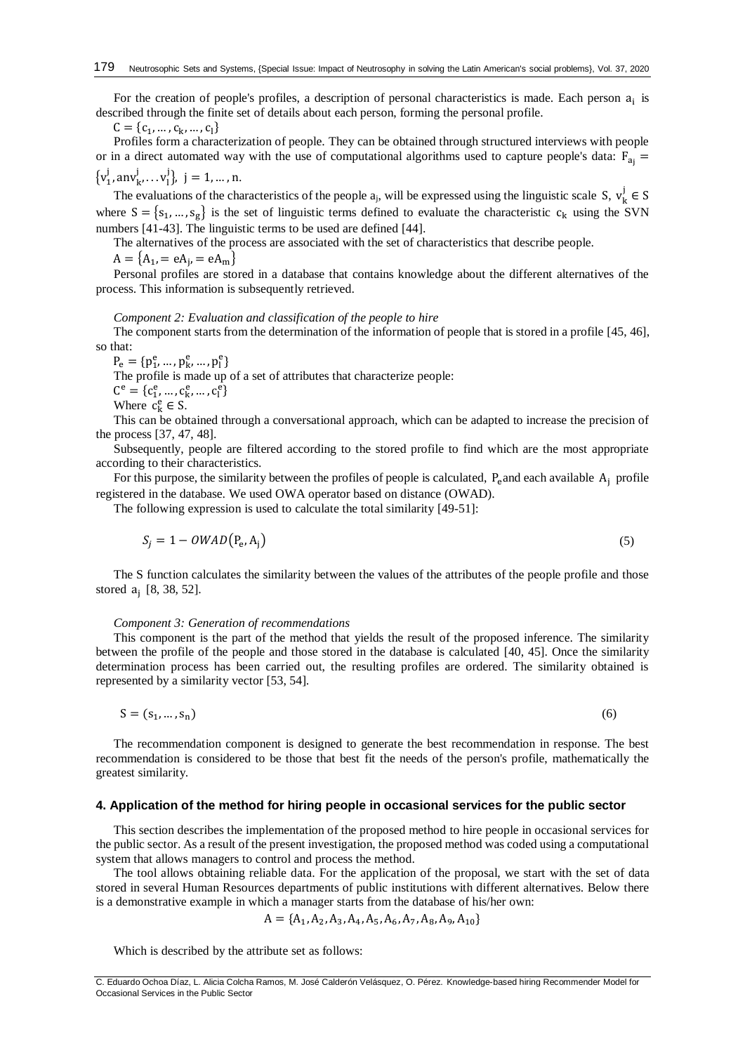For the creation of people's profiles, a description of personal characteristics is made. Each person $a_i$ is described through the finite set of details about each person, forming the personal profile.

$C = \{c_1, \dots, c_k, \dots, c_l\}$

Profiles form a characterization of people. They can be obtained through structured interviews with people or in a direct automated way with the use of computational algorithms used to capture people's data: $F_{a_j} = \{v_1^j, anv_k^j, \dots v_l^j\},\ j = 1, \dots, n.$

The evaluations of the characteristics of the people $a_j$, will be expressed using the linguistic scale S, $v_k^j \in S$ where $S = \{s_1, \dots, s_g\}$ is the set of linguistic terms defined to evaluate the characteristic $c_k$ using the SVN numbers [41-43]. The linguistic terms to be used are defined [44].

The alternatives of the process are associated with the set of characteristics that describe people.

$A = \{A_1, = eA_j, = eA_m\}$

Personal profiles are stored in a database that contains knowledge about the different alternatives of the process. This information is subsequently retrieved.

*Component 2: Evaluation and classification of the people to hire*

The component starts from the determination of the information of people that is stored in a profile [45, 46], so that:

$P_e = \{p_1^e, \dots, p_k^e, \dots, p_l^e\}$

The profile is made up of a set of attributes that characterize people:

$C^e = \{c_1^e, \dots, c_k^e, \dots, c_l^e\}$

Where $c_k^e \in S$.

This can be obtained through a conversational approach, which can be adapted to increase the precision of the process [37, 47, 48].

Subsequently, people are filtered according to the stored profile to find which are the most appropriate according to their characteristics.

For this purpose, the similarity between the profiles of people is calculated, $P_e$ and each available $A_j$ profile registered in the database. We used OWA operator based on distance (OWAD).

The following expression is used to calculate the total similarity [49-51]:

$$S_j = 1 - OWAD(P_e, A_j) \tag{5}$$

The S function calculates the similarity between the values of the attributes of the people profile and those stored $a_j$ [8, 38, 52].

*Component 3: Generation of recommendations*

This component is the part of the method that yields the result of the proposed inference. The similarity between the profile of the people and those stored in the database is calculated [40, 45]. Once the similarity determination process has been carried out, the resulting profiles are ordered. The similarity obtained is represented by a similarity vector [53, 54].

$$S = (s_1, \dots, s_n) \tag{6}$$

The recommendation component is designed to generate the best recommendation in response. The best recommendation is considered to be those that best fit the needs of the person's profile, mathematically the greatest similarity.

## 4. Application of the method for hiring people in occasional services for the public sector

This section describes the implementation of the proposed method to hire people in occasional services for the public sector. As a result of the present investigation, the proposed method was coded using a computational system that allows managers to control and process the method.

The tool allows obtaining reliable data. For the application of the proposal, we start with the set of data stored in several Human Resources departments of public institutions with different alternatives. Below there is a demonstrative example in which a manager starts from the database of his/her own:

$$A = \{A_1, A_2, A_3, A_4, A_5, A_6, A_7, A_8, A_9, A_{10}\}$$

Which is described by the attribute set as follows: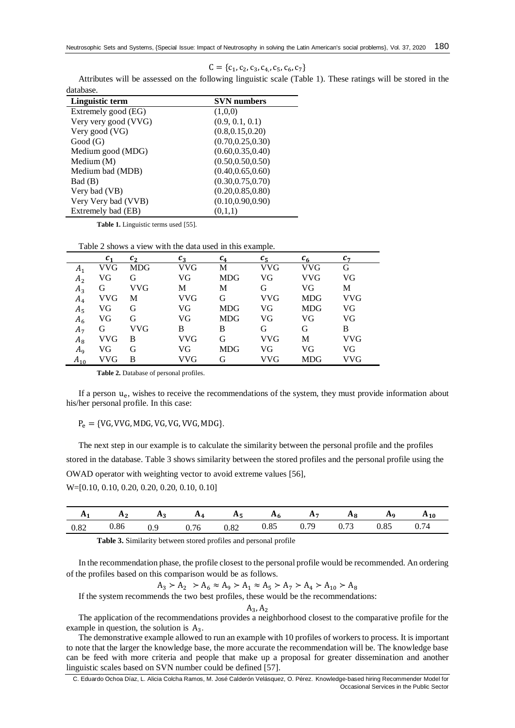$$C = \{c_1, c_2, c_3, c_4, c_5, c_6, c_7\}$$

Attributes will be assessed on the following linguistic scale (Table 1). These ratings will be stored in the database.

| Linguistic term | SVN numbers |
|---|---|
| Extremely good (EG) | (1,0,0) |
| Very very good (VVG) | (0.9, 0.1, 0.1) |
| Very good (VG) | (0.8,0.15,0.20) |
| Good (G) | (0.70,0.25,0.30) |
| Medium good (MDG) | (0.60,0.35,0.40) |
| Medium (M) | (0.50,0.50,0.50) |
| Medium bad (MDB) | (0.40,0.65,0.60) |
| Bad (B) | (0.30,0.75,0.70) |
| Very bad (VB) | (0.20,0.85,0.80) |
| Very Very bad (VVB) | (0.10,0.90,0.90) |
| Extremely bad (EB) | (0,1,1) |

**Table 1.** Linguistic terms used [55].

Table 2 shows a view with the data used in this example.

| | $c_1$ | $c_2$ | $c_3$ | $c_4$ | $c_5$ | $c_6$ | $c_7$ |
|---|---|---|---|---|---|---|---|
| $A_1$ | VVG | MDG | VVG | M | VVG | VVG | G |
| $A_2$ | VG | G | VG | MDG | VG | VVG | VG |
| $A_3$ | G | VVG | M | M | G | VG | M |
| $A_4$ | VVG | M | VVG | G | VVG | MDG | VVG |
| $A_5$ | VG | G | VG | MDG | VG | MDG | VG |
| $A_6$ | VG | G | VG | MDG | VG | VG | VG |
| $A_7$ | G | VVG | B | B | G | G | B |
| $A_8$ | VVG | B | VVG | G | VVG | M | VVG |
| $A_9$ | VG | G | VG | MDG | VG | VG | VG |
| $A_{10}$ | VVG | B | VVG | G | VVG | MDG | VVG |

**Table 2.** Database of personal profiles.

If a person $u_e$, wishes to receive the recommendations of the system, they must provide information about his/her personal profile. In this case:

$P_e = \{VG, VVG, MDG, VG, VG, VVG, MDG\}$.

The next step in our example is to calculate the similarity between the personal profile and the profiles stored in the database. Table 3 shows similarity between the stored profiles and the personal profile using the OWAD operator with weighting vector to avoid extreme values [56],

W=[0.10, 0.10, 0.20, 0.20, 0.20, 0.10, 0.10]

| $A_1$ | $A_2$ | $A_3$ | $A_4$ | $A_5$ | $A_6$ | $A_7$ | $A_8$ | $A_9$ | $A_{10}$ |
|---|---|---|---|---|---|---|---|---|---|
| 0.82 | 0.86 | 0.9 | 0.76 | 0.82 | 0.85 | 0.79 | 0.73 | 0.85 | 0.74 |

**Table 3.** Similarity between stored profiles and personal profile

In the recommendation phase, the profile closest to the personal profile would be recommended. An ordering of the profiles based on this comparison would be as follows.

$$A_3 \succ A_2 \succ A_6 \approx A_9 \succ A_1 \approx A_5 \succ A_7 \succ A_4 \succ A_{10} \succ A_8$$

If the system recommends the two best profiles, these would be the recommendations:

$$A_3, A_2$$

The application of the recommendations provides a neighborhood closest to the comparative profile for the example in question, the solution is $A_3$.

The demonstrative example allowed to run an example with 10 profiles of workers to process. It is important to note that the larger the knowledge base, the more accurate the recommendation will be. The knowledge base can be feed with more criteria and people that make up a proposal for greater dissemination and another linguistic scales based on SVN number could be defined [57].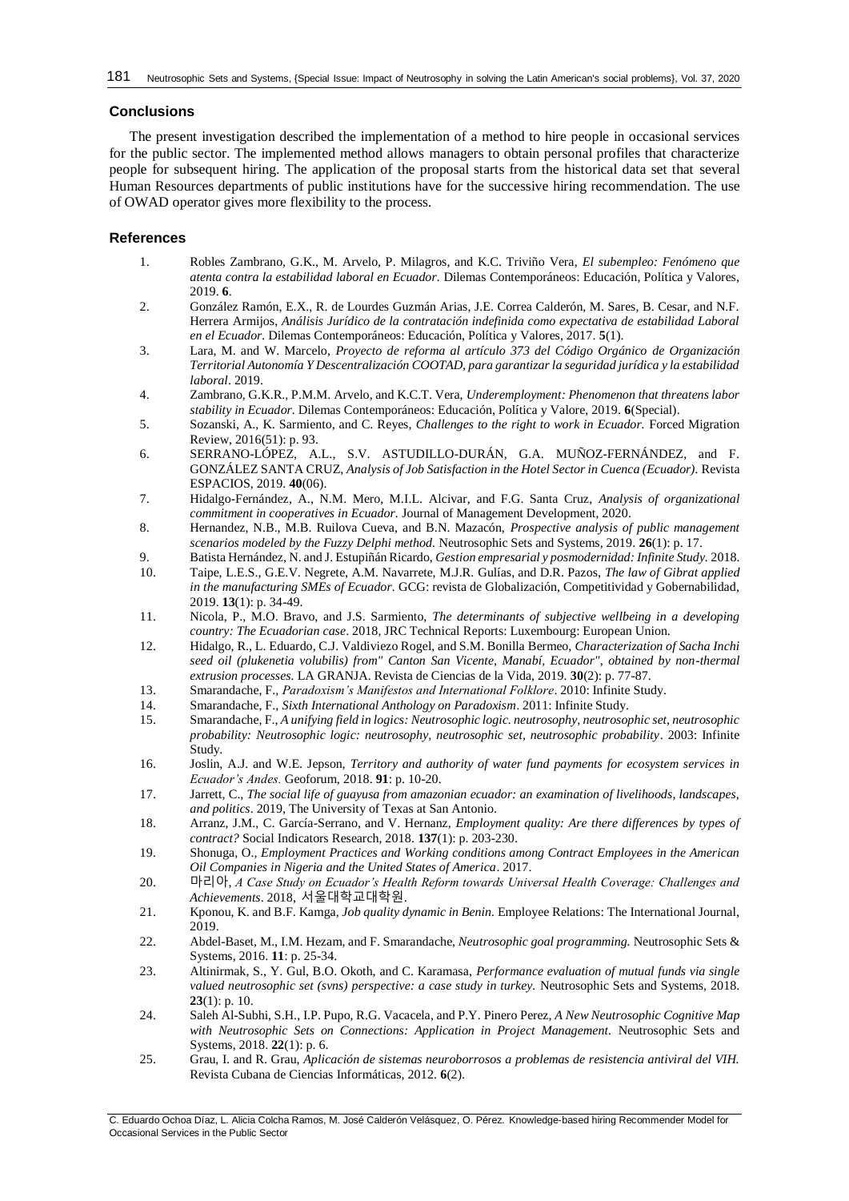## Conclusions

The present investigation described the implementation of a method to hire people in occasional services for the public sector. The implemented method allows managers to obtain personal profiles that characterize people for subsequent hiring. The application of the proposal starts from the historical data set that several Human Resources departments of public institutions have for the successive hiring recommendation. The use of OWAD operator gives more flexibility to the process.

## References

1. Robles Zambrano, G.K., M. Arvelo, P. Milagros, and K.C. Triviño Vera, *El subempleo: Fenómeno que atenta contra la estabilidad laboral en Ecuador.* Dilemas Contemporáneos: Educación, Política y Valores, 2019. **6**.
2. González Ramón, E.X., R. de Lourdes Guzmán Arias, J.E. Correa Calderón, M. Sares, B. Cesar, and N.F. Herrera Armijos, *Análisis Jurídico de la contratación indefinida como expectativa de estabilidad Laboral en el Ecuador.* Dilemas Contemporáneos: Educación, Política y Valores, 2017. **5**(1).
3. Lara, M. and W. Marcelo, *Proyecto de reforma al artículo 373 del Código Orgánico de Organización Territorial Autonomía Y Descentralización COOTAD, para garantizar la seguridad jurídica y la estabilidad laboral*. 2019.
4. Zambrano, G.K.R., P.M.M. Arvelo, and K.C.T. Vera, *Underemployment: Phenomenon that threatens labor stability in Ecuador.* Dilemas Contemporáneos: Educación, Política y Valore, 2019. **6**(Special).
5. Sozanski, A., K. Sarmiento, and C. Reyes, *Challenges to the right to work in Ecuador.* Forced Migration Review, 2016(51): p. 93.
6. SERRANO-LÓPEZ, A.L., S.V. ASTUDILLO-DURÁN, G.A. MUÑOZ-FERNÁNDEZ, and F. GONZÁLEZ SANTA CRUZ, *Analysis of Job Satisfaction in the Hotel Sector in Cuenca (Ecuador).* Revista ESPACIOS, 2019. **40**(06).
7. Hidalgo-Fernández, A., N.M. Mero, M.I.L. Alcivar, and F.G. Santa Cruz, *Analysis of organizational commitment in cooperatives in Ecuador.* Journal of Management Development, 2020.
8. Hernandez, N.B., M.B. Ruilova Cueva, and B.N. Mazacón, *Prospective analysis of public management scenarios modeled by the Fuzzy Delphi method.* Neutrosophic Sets and Systems, 2019. **26**(1): p. 17.
9. Batista Hernández, N. and J. Estupiñán Ricardo, *Gestion empresarial y posmodernidad: Infinite Study.* 2018.
10. Taipe, L.E.S., G.E.V. Negrete, A.M. Navarrete, M.J.R. Gulías, and D.R. Pazos, *The law of Gibrat applied in the manufacturing SMEs of Ecuador.* GCG: revista de Globalización, Competitividad y Gobernabilidad, 2019. **13**(1): p. 34-49.
11. Nicola, P., M.O. Bravo, and J.S. Sarmiento, *The determinants of subjective wellbeing in a developing country: The Ecuadorian case*. 2018, JRC Technical Reports: Luxembourg: European Union.
12. Hidalgo, R., L. Eduardo, C.J. Valdiviezo Rogel, and S.M. Bonilla Bermeo, *Characterization of Sacha Inchi seed oil (plukenetia volubilis) from" Canton San Vicente, Manabí, Ecuador", obtained by non-thermal extrusion processes.* LA GRANJA. Revista de Ciencias de la Vida, 2019. **30**(2): p. 77-87.
13. Smarandache, F., *Paradoxism's Manifestos and International Folklore*. 2010: Infinite Study.
14. Smarandache, F., *Sixth International Anthology on Paradoxism*. 2011: Infinite Study.
15. Smarandache, F., *A unifying field in logics: Neutrosophic logic. neutrosophy, neutrosophic set, neutrosophic probability: Neutrosophic logic: neutrosophy, neutrosophic set, neutrosophic probability*. 2003: Infinite Study.
16. Joslin, A.J. and W.E. Jepson, *Territory and authority of water fund payments for ecosystem services in Ecuador's Andes.* Geoforum, 2018. **91**: p. 10-20.
17. Jarrett, C., *The social life of guayusa from amazonian ecuador: an examination of livelihoods, landscapes, and politics*. 2019, The University of Texas at San Antonio.
18. Arranz, J.M., C. García-Serrano, and V. Hernanz, *Employment quality: Are there differences by types of contract?* Social Indicators Research, 2018. **137**(1): p. 203-230.
19. Shonuga, O., *Employment Practices and Working conditions among Contract Employees in the American Oil Companies in Nigeria and the United States of America*. 2017.
20. 마리아, *A Case Study on Ecuador's Health Reform towards Universal Health Coverage: Challenges and Achievements*. 2018, 서울대학교대학원.
21. Kponou, K. and B.F. Kamga, *Job quality dynamic in Benin.* Employee Relations: The International Journal, 2019.
22. Abdel-Baset, M., I.M. Hezam, and F. Smarandache, *Neutrosophic goal programming.* Neutrosophic Sets & Systems, 2016. **11**: p. 25-34.
23. Altinirmak, S., Y. Gul, B.O. Okoth, and C. Karamasa, *Performance evaluation of mutual funds via single valued neutrosophic set (svns) perspective: a case study in turkey.* Neutrosophic Sets and Systems, 2018. **23**(1): p. 10.
24. Saleh Al-Subhi, S.H., I.P. Pupo, R.G. Vacacela, and P.Y. Pinero Perez, *A New Neutrosophic Cognitive Map with Neutrosophic Sets on Connections: Application in Project Management.* Neutrosophic Sets and Systems, 2018. **22**(1): p. 6.
25. Grau, I. and R. Grau, *Aplicación de sistemas neuroborrosos a problemas de resistencia antiviral del VIH.* Revista Cubana de Ciencias Informáticas, 2012. **6**(2).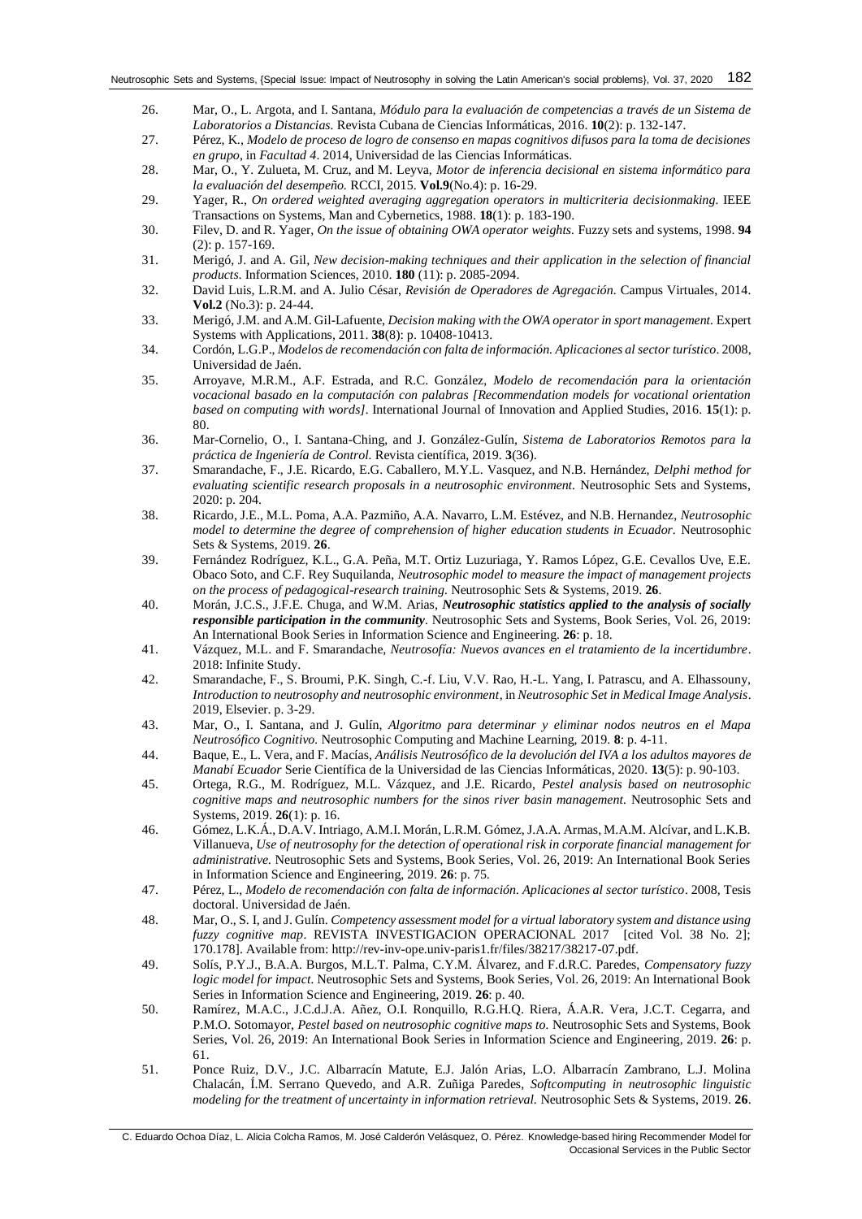26. Mar, O., L. Argota, and I. Santana, *Módulo para la evaluación de competencias a través de un Sistema de Laboratorios a Distancias.* Revista Cubana de Ciencias Informáticas, 2016. **10**(2): p. 132-147.
27. Pérez, K., *Modelo de proceso de logro de consenso en mapas cognitivos difusos para la toma de decisiones en grupo*, in *Facultad 4*. 2014, Universidad de las Ciencias Informáticas.
28. Mar, O., Y. Zulueta, M. Cruz, and M. Leyva, *Motor de inferencia decisional en sistema informático para la evaluación del desempeño.* RCCI, 2015. **Vol.9**(No.4): p. 16-29.
29. Yager, R., *On ordered weighted averaging aggregation operators in multicriteria decisionmaking.* IEEE Transactions on Systems, Man and Cybernetics, 1988. **18**(1): p. 183-190.
30. Filev, D. and R. Yager, *On the issue of obtaining OWA operator weights.* Fuzzy sets and systems, 1998. **94** (2): p. 157-169.
31. Merigó, J. and A. Gil, *New decision-making techniques and their application in the selection of financial products.* Information Sciences, 2010. **180** (11): p. 2085-2094.
32. David Luis, L.R.M. and A. Julio César, *Revisión de Operadores de Agregación.* Campus Virtuales, 2014. **Vol.2** (No.3): p. 24-44.
33. Merigó, J.M. and A.M. Gil-Lafuente, *Decision making with the OWA operator in sport management.* Expert Systems with Applications, 2011. **38**(8): p. 10408-10413.
34. Cordón, L.G.P., *Modelos de recomendación con falta de información. Aplicaciones al sector turístico*. 2008, Universidad de Jaén.
35. Arroyave, M.R.M., A.F. Estrada, and R.C. González, *Modelo de recomendación para la orientación vocacional basado en la computación con palabras [Recommendation models for vocational orientation based on computing with words].* International Journal of Innovation and Applied Studies, 2016. **15**(1): p. 80.
36. Mar-Cornelio, O., I. Santana-Ching, and J. González-Gulín, *Sistema de Laboratorios Remotos para la práctica de Ingeniería de Control.* Revista científica, 2019. **3**(36).
37. Smarandache, F., J.E. Ricardo, E.G. Caballero, M.Y.L. Vasquez, and N.B. Hernández, *Delphi method for evaluating scientific research proposals in a neutrosophic environment.* Neutrosophic Sets and Systems, 2020: p. 204.
38. Ricardo, J.E., M.L. Poma, A.A. Pazmiño, A.A. Navarro, L.M. Estévez, and N.B. Hernandez, *Neutrosophic model to determine the degree of comprehension of higher education students in Ecuador.* Neutrosophic Sets & Systems, 2019. **26**.
39. Fernández Rodríguez, K.L., G.A. Peña, M.T. Ortiz Luzuriaga, Y. Ramos López, G.E. Cevallos Uve, E.E. Obaco Soto, and C.F. Rey Suquilanda, *Neutrosophic model to measure the impact of management projects on the process of pedagogical-research training.* Neutrosophic Sets & Systems, 2019. **26**.
40. Morán, J.C.S., J.F.E. Chuga, and W.M. Arias, ***Neutrosophic statistics applied to the analysis of socially responsible participation in the community***. Neutrosophic Sets and Systems, Book Series, Vol. 26, 2019: An International Book Series in Information Science and Engineering. **26**: p. 18.
41. Vázquez, M.L. and F. Smarandache, *Neutrosofía: Nuevos avances en el tratamiento de la incertidumbre*. 2018: Infinite Study.
42. Smarandache, F., S. Broumi, P.K. Singh, C.-f. Liu, V.V. Rao, H.-L. Yang, I. Patrascu, and A. Elhassouny, *Introduction to neutrosophy and neutrosophic environment*, in *Neutrosophic Set in Medical Image Analysis*. 2019, Elsevier. p. 3-29.
43. Mar, O., I. Santana, and J. Gulín, *Algoritmo para determinar y eliminar nodos neutros en el Mapa Neutrosófico Cognitivo.* Neutrosophic Computing and Machine Learning, 2019. **8**: p. 4-11.
44. Baque, E., L. Vera, and F. Macías, *Análisis Neutrosófico de la devolución del IVA a los adultos mayores de Manabí Ecuador* Serie Científica de la Universidad de las Ciencias Informáticas, 2020. **13**(5): p. 90-103.
45. Ortega, R.G., M. Rodríguez, M.L. Vázquez, and J.E. Ricardo, *Pestel analysis based on neutrosophic cognitive maps and neutrosophic numbers for the sinos river basin management.* Neutrosophic Sets and Systems, 2019. **26**(1): p. 16.
46. Gómez, L.K.Á., D.A.V. Intriago, A.M.I. Morán, L.R.M. Gómez, J.A.A. Armas, M.A.M. Alcívar, and L.K.B. Villanueva, *Use of neutrosophy for the detection of operational risk in corporate financial management for administrative.* Neutrosophic Sets and Systems, Book Series, Vol. 26, 2019: An International Book Series in Information Science and Engineering, 2019. **26**: p. 75.
47. Pérez, L., *Modelo de recomendación con falta de información. Aplicaciones al sector turístico*. 2008, Tesis doctoral. Universidad de Jaén.
48. Mar, O., S. I, and J. Gulín. *Competency assessment model for a virtual laboratory system and distance using fuzzy cognitive map*. REVISTA INVESTIGACION OPERACIONAL 2017 [cited Vol. 38 No. 2]; 170.178]. Available from: http://rev-inv-ope.univ-paris1.fr/files/38217/38217-07.pdf.
49. Solís, P.Y.J., B.A.A. Burgos, M.L.T. Palma, C.Y.M. Álvarez, and F.d.R.C. Paredes, *Compensatory fuzzy logic model for impact.* Neutrosophic Sets and Systems, Book Series, Vol. 26, 2019: An International Book Series in Information Science and Engineering, 2019. **26**: p. 40.
50. Ramírez, M.A.C., J.C.d.J.A. Añez, O.I. Ronquillo, R.G.H.Q. Riera, Á.A.R. Vera, J.C.T. Cegarra, and P.M.O. Sotomayor, *Pestel based on neutrosophic cognitive maps to.* Neutrosophic Sets and Systems, Book Series, Vol. 26, 2019: An International Book Series in Information Science and Engineering, 2019. **26**: p. 61.
51. Ponce Ruiz, D.V., J.C. Albarracín Matute, E.J. Jalón Arias, L.O. Albarracín Zambrano, L.J. Molina Chalacán, Í.M. Serrano Quevedo, and A.R. Zuñiga Paredes, *Softcomputing in neutrosophic linguistic modeling for the treatment of uncertainty in information retrieval.* Neutrosophic Sets & Systems, 2019. **26**.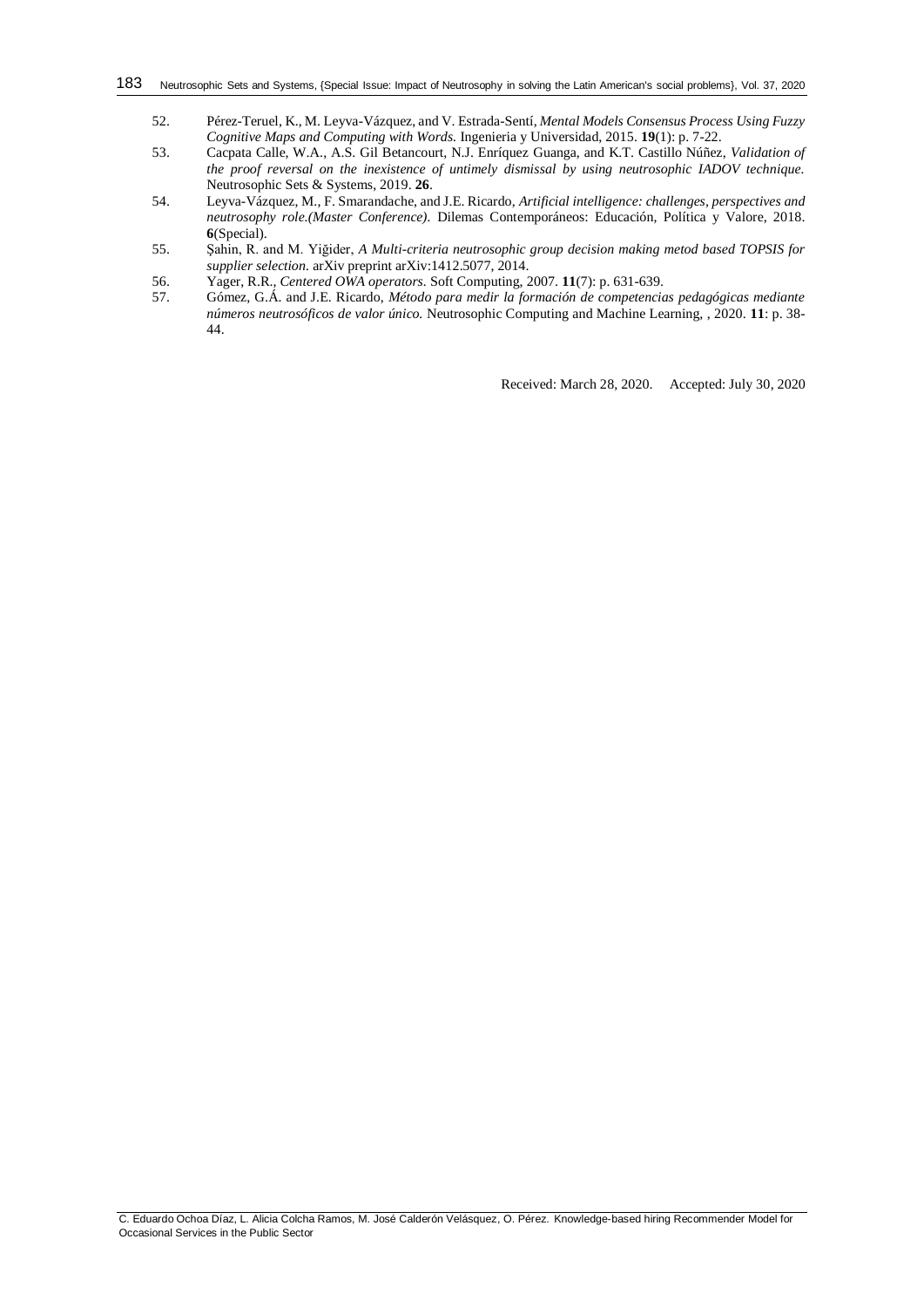52. Pérez-Teruel, K., M. Leyva-Vázquez, and V. Estrada-Sentí, *Mental Models Consensus Process Using Fuzzy Cognitive Maps and Computing with Words.* Ingenieria y Universidad, 2015. **19**(1): p. 7-22.
53. Cacpata Calle, W.A., A.S. Gil Betancourt, N.J. Enríquez Guanga, and K.T. Castillo Núñez, *Validation of the proof reversal on the inexistence of untimely dismissal by using neutrosophic IADOV technique.* Neutrosophic Sets & Systems, 2019. **26**.
54. Leyva-Vázquez, M., F. Smarandache, and J.E. Ricardo, *Artificial intelligence: challenges, perspectives and neutrosophy role.(Master Conference).* Dilemas Contemporáneos: Educación, Política y Valore, 2018. **6**(Special).
55. Şahin, R. and M. Yiğider, *A Multi-criteria neutrosophic group decision making metod based TOPSIS for supplier selection.* arXiv preprint arXiv:1412.5077, 2014.
56. Yager, R.R., *Centered OWA operators.* Soft Computing, 2007. **11**(7): p. 631-639.
57. Gómez, G.Á. and J.E. Ricardo, *Método para medir la formación de competencias pedagógicas mediante números neutrosóficos de valor único.* Neutrosophic Computing and Machine Learning, , 2020. **11**: p. 38-44.

Received: March 28, 2020. Accepted: July 30, 2020